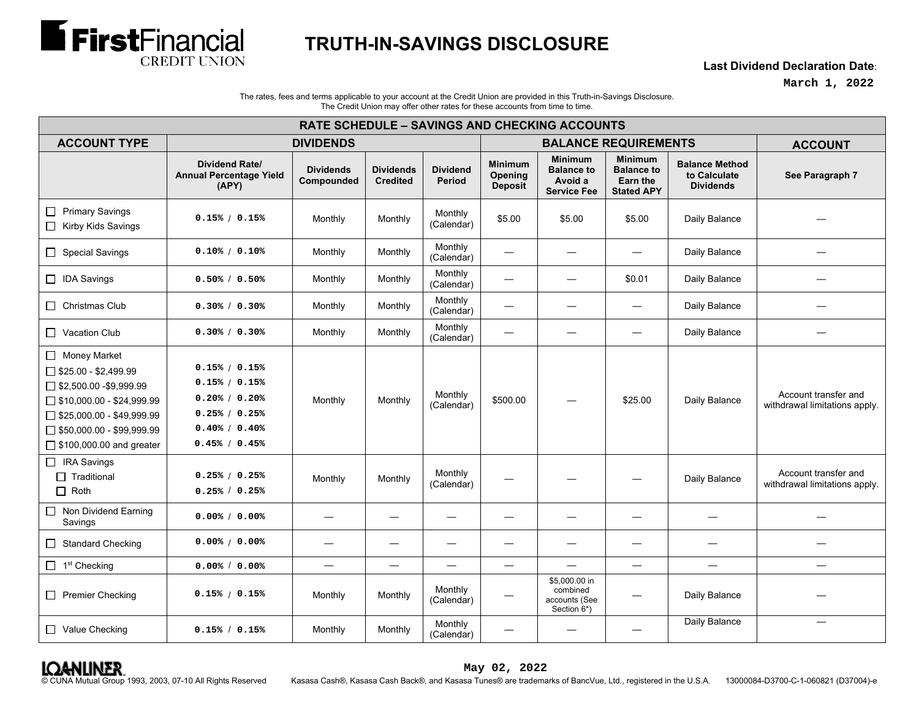**FirstFinancial CREDIT UNION**

# TRUTH-IN-SAVINGS DISCLOSURE

**Last Dividend Declaration Date**:
March 1, 2022

The rates, fees and terms applicable to your account at the Credit Union are provided in this Truth-in-Savings Disclosure.
The Credit Union may offer other rates for these accounts from time to time.

| RATE SCHEDULE – SAVINGS AND CHECKING ACCOUNTS | | | | | | | | | |
|---|---|---|---|---|---|---|---|---|---|
| **ACCOUNT TYPE** | **DIVIDENDS** | | | | **BALANCE REQUIREMENTS** | | | | **ACCOUNT** |
| | **Dividend Rate/ Annual Percentage Yield (APY)** | **Dividends Compounded** | **Dividends Credited** | **Dividend Period** | **Minimum Opening Deposit** | **Minimum Balance to Avoid a Service Fee** | **Minimum Balance to Earn the Stated APY** | **Balance Method to Calculate Dividends** | **See Paragraph 7** |
| ☐ Primary Savings<br>☐ Kirby Kids Savings | 0.15% / 0.15% | Monthly | Monthly | Monthly (Calendar) | $5.00 | $5.00 | $5.00 | Daily Balance | — |
| ☐ Special Savings | 0.10% / 0.10% | Monthly | Monthly | Monthly (Calendar) | — | — | — | Daily Balance | — |
| ☐ IDA Savings | 0.50% / 0.50% | Monthly | Monthly | Monthly (Calendar) | — | — | $0.01 | Daily Balance | — |
| ☐ Christmas Club | 0.30% / 0.30% | Monthly | Monthly | Monthly (Calendar) | — | — | — | Daily Balance | — |
| ☐ Vacation Club | 0.30% / 0.30% | Monthly | Monthly | Monthly (Calendar) | — | — | — | Daily Balance | — |
| ☐ Money Market<br>☐ $25.00 - $2,499.99<br>☐ $2,500.00 -$9,999.99<br>☐ $10,000.00 - $24,999.99<br>☐ $25,000.00 - $49,999.99<br>☐ $50,000.00 - $99,999.99<br>☐ $100,000.00 and greater | <br>0.15% / 0.15%<br>0.15% / 0.15%<br>0.20% / 0.20%<br>0.25% / 0.25%<br>0.40% / 0.40%<br>0.45% / 0.45% | Monthly | Monthly | Monthly (Calendar) | $500.00 | — | $25.00 | Daily Balance | Account transfer and withdrawal limitations apply. |
| ☐ IRA Savings<br>☐ Traditional<br>☐ Roth | <br>0.25% / 0.25%<br>0.25% / 0.25% | Monthly | Monthly | Monthly (Calendar) | — | — | — | Daily Balance | Account transfer and withdrawal limitations apply. |
| ☐ Non Dividend Earning Savings | 0.00% / 0.00% | — | — | — | — | — | — | — | — |
| ☐ Standard Checking | 0.00% / 0.00% | — | — | — | — | — | — | — | — |
| ☐ 1st Checking | 0.00% / 0.00% | — | — | — | — | — | — | — | — |
| ☐ Premier Checking | 0.15% / 0.15% | Monthly | Monthly | Monthly (Calendar) | — | $5,000.00 in combined accounts (See Section 6*) | — | Daily Balance | — |
| ☐ Value Checking | 0.15% / 0.15% | Monthly | Monthly | Monthly (Calendar) | — | — | — | Daily Balance | — |

May 02, 2022

© CUNA Mutual Group 1993, 2003, 07-10 All Rights Reserved Kasasa Cash®, Kasasa Cash Back®, and Kasasa Tunes® are trademarks of BancVue, Ltd., registered in the U.S.A. 13000084-D3700-C-1-060821 (D37004)-e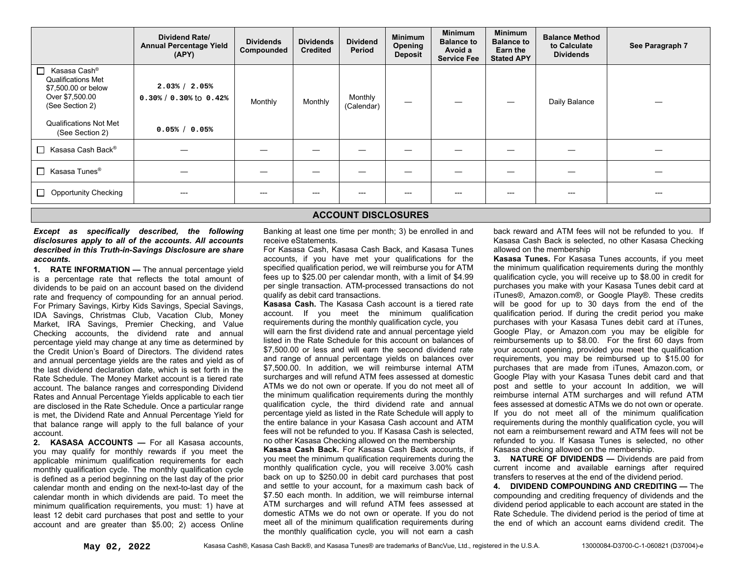| | Dividend Rate/ Annual Percentage Yield (APY) | Dividends Compounded | Dividends Credited | Dividend Period | Minimum Opening Deposit | Minimum Balance to Avoid a Service Fee | Minimum Balance to Earn the Stated APY | Balance Method to Calculate Dividends | See Paragraph 7 |
|---|---|---|---|---|---|---|---|---|---|
| ☐ Kasasa Cash® Qualifications Met $7,500.00 or below Over $7,500.00 (See Section 2) Qualifications Not Met (See Section 2) | 2.03% / 2.05% 0.30% / 0.30% to 0.42% 0.05% / 0.05% | Monthly | Monthly | Monthly (Calendar) | — | — | — | Daily Balance | — |
| ☐ Kasasa Cash Back® | — | — | — | — | — | — | — | — | — |
| ☐ Kasasa Tunes® | — | — | — | — | — | — | — | — | — |
| ☐ Opportunity Checking | --- | --- | --- | --- | --- | --- | --- | --- | --- |

## ACCOUNT DISCLOSURES

***Except as specifically described, the following disclosures apply to all of the accounts. All accounts described in this Truth-in-Savings Disclosure are share accounts.***

**1. RATE INFORMATION —** The annual percentage yield is a percentage rate that reflects the total amount of dividends to be paid on an account based on the dividend rate and frequency of compounding for an annual period. For Primary Savings, Kirby Kids Savings, Special Savings, IDA Savings, Christmas Club, Vacation Club, Money Market, IRA Savings, Premier Checking, and Value Checking accounts, the dividend rate and annual percentage yield may change at any time as determined by the Credit Union's Board of Directors. The dividend rates and annual percentage yields are the rates and yield as of the last dividend declaration date, which is set forth in the Rate Schedule. The Money Market account is a tiered rate account. The balance ranges and corresponding Dividend Rates and Annual Percentage Yields applicable to each tier are disclosed in the Rate Schedule. Once a particular range is met, the Dividend Rate and Annual Percentage Yield for that balance range will apply to the full balance of your account.

**2. KASASA ACCOUNTS —** For all Kasasa accounts, you may qualify for monthly rewards if you meet the applicable minimum qualification requirements for each monthly qualification cycle. The monthly qualification cycle is defined as a period beginning on the last day of the prior calendar month and ending on the next-to-last day of the calendar month in which dividends are paid. To meet the minimum qualification requirements, you must: 1) have at least 12 debit card purchases that post and settle to your account and are greater than $5.00; 2) access Online Banking at least one time per month; 3) be enrolled in and receive eStatements.

For Kasasa Cash, Kasasa Cash Back, and Kasasa Tunes accounts, if you have met your qualifications for the specified qualification period, we will reimburse you for ATM fees up to $25.00 per calendar month, with a limit of $4.99 per single transaction. ATM-processed transactions do not qualify as debit card transactions.

**Kasasa Cash.** The Kasasa Cash account is a tiered rate account. If you meet the minimum qualification requirements during the monthly qualification cycle, you will earn the first dividend rate and annual percentage yield listed in the Rate Schedule for this account on balances of $7,500.00 or less and will earn the second dividend rate and range of annual percentage yields on balances over $7,500.00. In addition, we will reimburse internal ATM surcharges and will refund ATM fees assessed at domestic ATMs we do not own or operate. If you do not meet all of the minimum qualification requirements during the monthly qualification cycle, the third dividend rate and annual percentage yield as listed in the Rate Schedule will apply to the entire balance in your Kasasa Cash account and ATM fees will not be refunded to you. If Kasasa Cash is selected, no other Kasasa Checking allowed on the membership

**Kasasa Cash Back.** For Kasasa Cash Back accounts, if you meet the minimum qualification requirements during the monthly qualification cycle, you will receive 3.00% cash back on up to $250.00 in debit card purchases that post and settle to your account, for a maximum cash back of $7.50 each month. In addition, we will reimburse internal ATM surcharges and will refund ATM fees assessed at domestic ATMs we do not own or operate. If you do not meet all of the minimum qualification requirements during the monthly qualification cycle, you will not earn a cash back reward and ATM fees will not be refunded to you. If Kasasa Cash Back is selected, no other Kasasa Checking allowed on the membership

**Kasasa Tunes.** For Kasasa Tunes accounts, if you meet the minimum qualification requirements during the monthly qualification cycle, you will receive up to $8.00 in credit for purchases you make with your Kasasa Tunes debit card at iTunes®, Amazon.com®, or Google Play®. These credits will be good for up to 30 days from the end of the qualification period. If during the credit period you make purchases with your Kasasa Tunes debit card at iTunes, Google Play, or Amazon.com you may be eligible for reimbursements up to $8.00. For the first 60 days from your account opening, provided you meet the qualification requirements, you may be reimbursed up to $15.00 for purchases that are made from iTunes, Amazon.com, or Google Play with your Kasasa Tunes debit card and that post and settle to your account In addition, we will reimburse internal ATM surcharges and will refund ATM fees assessed at domestic ATMs we do not own or operate. If you do not meet all of the minimum qualification requirements during the monthly qualification cycle, you will not earn a reimbursement reward and ATM fees will not be refunded to you. If Kasasa Tunes is selected, no other Kasasa checking allowed on the membership.

**3. NATURE OF DIVIDENDS —** Dividends are paid from current income and available earnings after required transfers to reserves at the end of the dividend period.

**4. DIVIDEND COMPOUNDING AND CREDITING —** The compounding and crediting frequency of dividends and the dividend period applicable to each account are stated in the Rate Schedule. The dividend period is the period of time at the end of which an account earns dividend credit. The

May 02, 2022 Kasasa Cash®, Kasasa Cash Back®, and Kasasa Tunes® are trademarks of BancVue, Ltd., registered in the U.S.A. 13000084-D3700-C-1-060821 (D37004)-e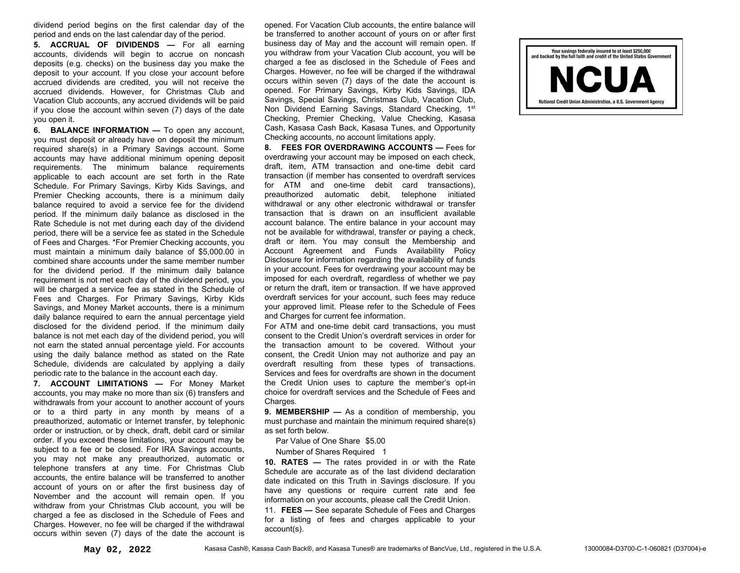dividend period begins on the first calendar day of the period and ends on the last calendar day of the period.

**5. ACCRUAL OF DIVIDENDS —** For all earning accounts, dividends will begin to accrue on noncash deposits (e.g. checks) on the business day you make the deposit to your account. If you close your account before accrued dividends are credited, you will not receive the accrued dividends. However, for Christmas Club and Vacation Club accounts, any accrued dividends will be paid if you close the account within seven (7) days of the date you open it.

**6. BALANCE INFORMATION —** To open any account, you must deposit or already have on deposit the minimum required share(s) in a Primary Savings account. Some accounts may have additional minimum opening deposit requirements. The minimum balance requirements applicable to each account are set forth in the Rate Schedule. For Primary Savings, Kirby Kids Savings, and Premier Checking accounts, there is a minimum daily balance required to avoid a service fee for the dividend period. If the minimum daily balance as disclosed in the Rate Schedule is not met during each day of the dividend period, there will be a service fee as stated in the Schedule of Fees and Charges. *For Premier Checking accounts, you must maintain a minimum daily balance of $5,000.00 in combined share accounts under the same member number for the dividend period. If the minimum daily balance requirement is not met each day of the dividend period, you will be charged a service fee as stated in the Schedule of Fees and Charges. For Primary Savings, Kirby Kids Savings, and Money Market accounts, there is a minimum daily balance required to earn the annual percentage yield disclosed for the dividend period. If the minimum daily balance is not met each day of the dividend period, you will not earn the stated annual percentage yield. For accounts using the daily balance method as stated on the Rate Schedule, dividends are calculated by applying a daily periodic rate to the balance in the account each day.

**7. ACCOUNT LIMITATIONS —** For Money Market accounts, you may make no more than six (6) transfers and withdrawals from your account to another account of yours or to a third party in any month by means of a preauthorized, automatic or Internet transfer, by telephonic order or instruction, or by check, draft, debit card or similar order. If you exceed these limitations, your account may be subject to a fee or be closed. For IRA Savings accounts, you may not make any preauthorized, automatic or telephone transfers at any time. For Christmas Club accounts, the entire balance will be transferred to another account of yours on or after the first business day of November and the account will remain open. If you withdraw from your Christmas Club account, you will be charged a fee as disclosed in the Schedule of Fees and Charges. However, no fee will be charged if the withdrawal occurs within seven (7) days of the date the account is opened. For Vacation Club accounts, the entire balance will be transferred to another account of yours on or after first business day of May and the account will remain open. If you withdraw from your Vacation Club account, you will be charged a fee as disclosed in the Schedule of Fees and Charges. However, no fee will be charged if the withdrawal occurs within seven (7) days of the date the account is opened. For Primary Savings, Kirby Kids Savings, IDA Savings, Special Savings, Christmas Club, Vacation Club, Non Dividend Earning Savings, Standard Checking, 1st Checking, Premier Checking, Value Checking, Kasasa Cash, Kasasa Cash Back, Kasasa Tunes, and Opportunity Checking accounts, no account limitations apply.

**8. FEES FOR OVERDRAWING ACCOUNTS —** Fees for overdrawing your account may be imposed on each check, draft, item, ATM transaction and one-time debit card transaction (if member has consented to overdraft services for ATM and one-time debit card transactions), preauthorized automatic debit, telephone initiated withdrawal or any other electronic withdrawal or transfer transaction that is drawn on an insufficient available account balance. The entire balance in your account may not be available for withdrawal, transfer or paying a check, draft or item. You may consult the Membership and Account Agreement and Funds Availability Policy Disclosure for information regarding the availability of funds in your account. Fees for overdrawing your account may be imposed for each overdraft, regardless of whether we pay or return the draft, item or transaction. If we have approved overdraft services for your account, such fees may reduce your approved limit. Please refer to the Schedule of Fees and Charges for current fee information.

For ATM and one-time debit card transactions, you must consent to the Credit Union's overdraft services in order for the transaction amount to be covered. Without your consent, the Credit Union may not authorize and pay an overdraft resulting from these types of transactions. Services and fees for overdrafts are shown in the document the Credit Union uses to capture the member's opt-in choice for overdraft services and the Schedule of Fees and Charges.

**9. MEMBERSHIP —** As a condition of membership, you must purchase and maintain the minimum required share(s) as set forth below.

Par Value of One Share $5.00

Number of Shares Required 1

**10. RATES —** The rates provided in or with the Rate Schedule are accurate as of the last dividend declaration date indicated on this Truth in Savings disclosure. If you have any questions or require current rate and fee information on your accounts, please call the Credit Union.

11. **FEES —** See separate Schedule of Fees and Charges for a listing of fees and charges applicable to your account(s).

Your savings federally insured to at least $250,000 and backed by the full faith and credit of the United States Government

**NCUA**

National Credit Union Administration, a U.S. Government Agency

May 02, 2022

Kasasa Cash®, Kasasa Cash Back®, and Kasasa Tunes® are trademarks of BancVue, Ltd., registered in the U.S.A.

13000084-D3700-C-1-060821 (D37004)-e